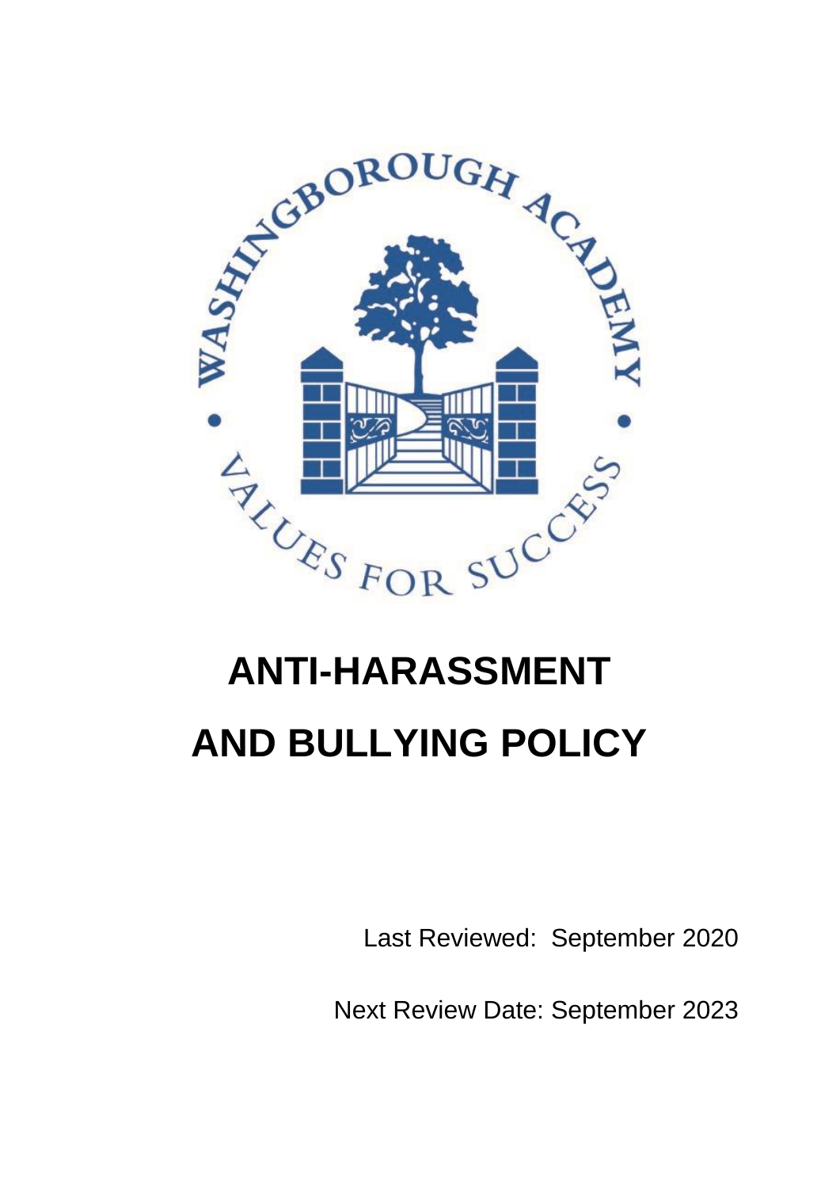# ANTI-HARASSMENT AND BULLYING POLICY

Last Reviewed: September 2020

Next Review Date: September 2023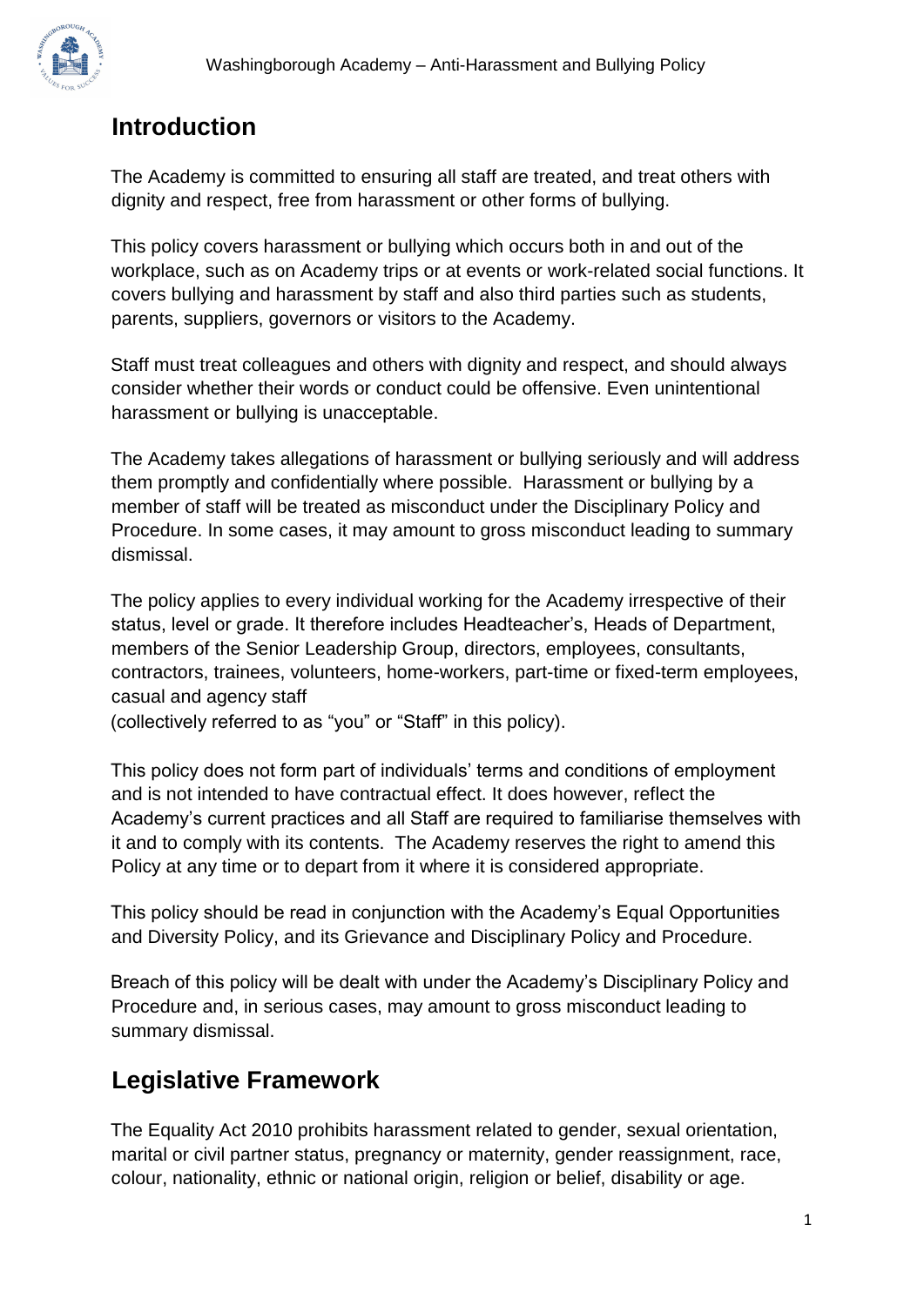## Introduction

The Academy is committed to ensuring all staff are treated, and treat others with dignity and respect, free from harassment or other forms of bullying.

This policy covers harassment or bullying which occurs both in and out of the workplace, such as on Academy trips or at events or work-related social functions. It covers bullying and harassment by staff and also third parties such as students, parents, suppliers, governors or visitors to the Academy.

Staff must treat colleagues and others with dignity and respect, and should always consider whether their words or conduct could be offensive. Even unintentional harassment or bullying is unacceptable.

The Academy takes allegations of harassment or bullying seriously and will address them promptly and confidentially where possible. Harassment or bullying by a member of staff will be treated as misconduct under the Disciplinary Policy and Procedure. In some cases, it may amount to gross misconduct leading to summary dismissal.

The policy applies to every individual working for the Academy irrespective of their status, level or grade. It therefore includes Headteacher's, Heads of Department, members of the Senior Leadership Group, directors, employees, consultants, contractors, trainees, volunteers, home-workers, part-time or fixed-term employees, casual and agency staff
(collectively referred to as "you" or "Staff" in this policy).

This policy does not form part of individuals' terms and conditions of employment and is not intended to have contractual effect. It does however, reflect the Academy's current practices and all Staff are required to familiarise themselves with it and to comply with its contents. The Academy reserves the right to amend this Policy at any time or to depart from it where it is considered appropriate.

This policy should be read in conjunction with the Academy's Equal Opportunities and Diversity Policy, and its Grievance and Disciplinary Policy and Procedure.

Breach of this policy will be dealt with under the Academy's Disciplinary Policy and Procedure and, in serious cases, may amount to gross misconduct leading to summary dismissal.

## Legislative Framework

The Equality Act 2010 prohibits harassment related to gender, sexual orientation, marital or civil partner status, pregnancy or maternity, gender reassignment, race, colour, nationality, ethnic or national origin, religion or belief, disability or age.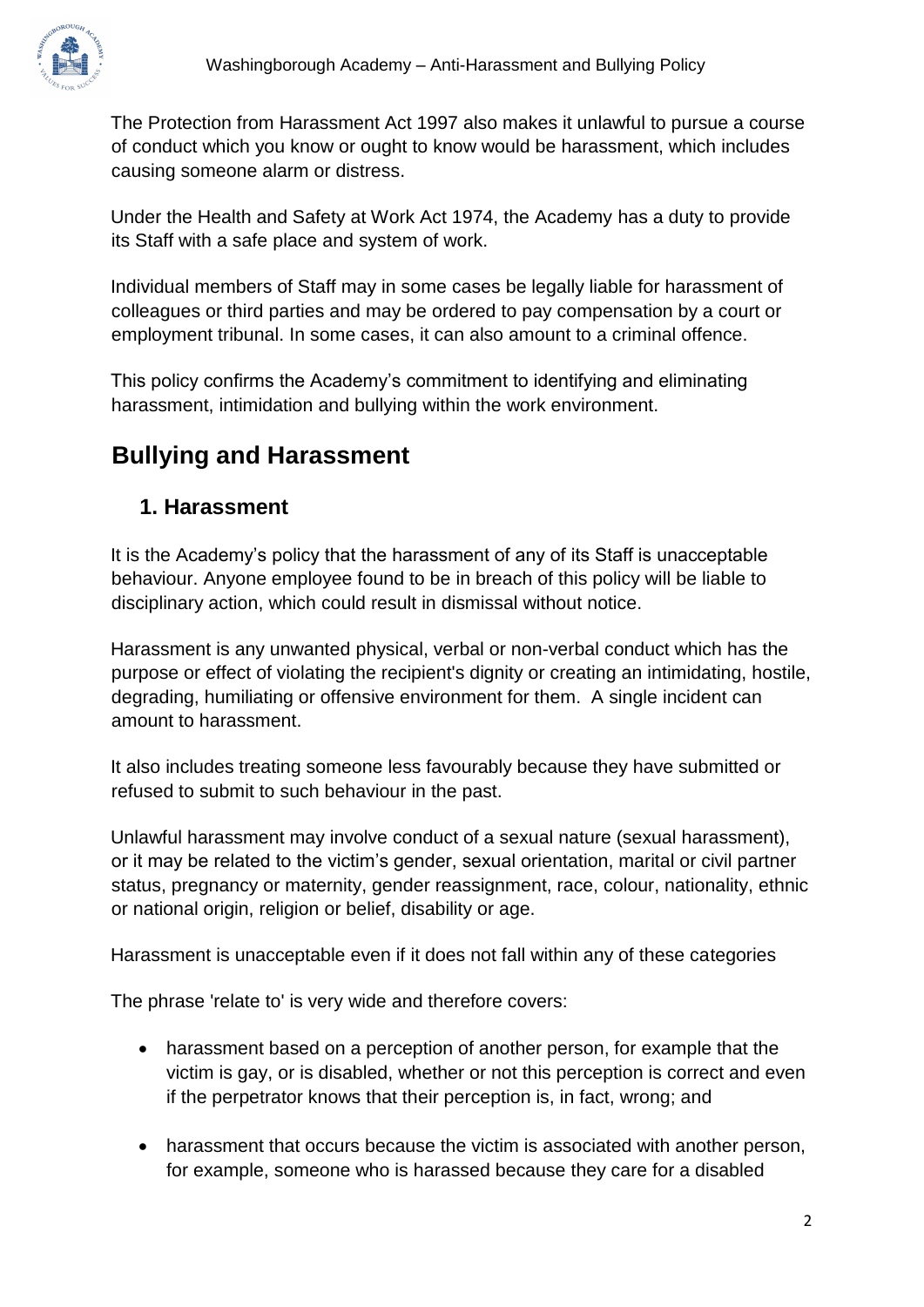The Protection from Harassment Act 1997 also makes it unlawful to pursue a course of conduct which you know or ought to know would be harassment, which includes causing someone alarm or distress.

Under the Health and Safety at Work Act 1974, the Academy has a duty to provide its Staff with a safe place and system of work.

Individual members of Staff may in some cases be legally liable for harassment of colleagues or third parties and may be ordered to pay compensation by a court or employment tribunal. In some cases, it can also amount to a criminal offence.

This policy confirms the Academy's commitment to identifying and eliminating harassment, intimidation and bullying within the work environment.

# Bullying and Harassment

## 1. Harassment

It is the Academy's policy that the harassment of any of its Staff is unacceptable behaviour. Anyone employee found to be in breach of this policy will be liable to disciplinary action, which could result in dismissal without notice.

Harassment is any unwanted physical, verbal or non-verbal conduct which has the purpose or effect of violating the recipient's dignity or creating an intimidating, hostile, degrading, humiliating or offensive environment for them. A single incident can amount to harassment.

It also includes treating someone less favourably because they have submitted or refused to submit to such behaviour in the past.

Unlawful harassment may involve conduct of a sexual nature (sexual harassment), or it may be related to the victim's gender, sexual orientation, marital or civil partner status, pregnancy or maternity, gender reassignment, race, colour, nationality, ethnic or national origin, religion or belief, disability or age.

Harassment is unacceptable even if it does not fall within any of these categories

The phrase 'relate to' is very wide and therefore covers:

- harassment based on a perception of another person, for example that the victim is gay, or is disabled, whether or not this perception is correct and even if the perpetrator knows that their perception is, in fact, wrong; and
- harassment that occurs because the victim is associated with another person, for example, someone who is harassed because they care for a disabled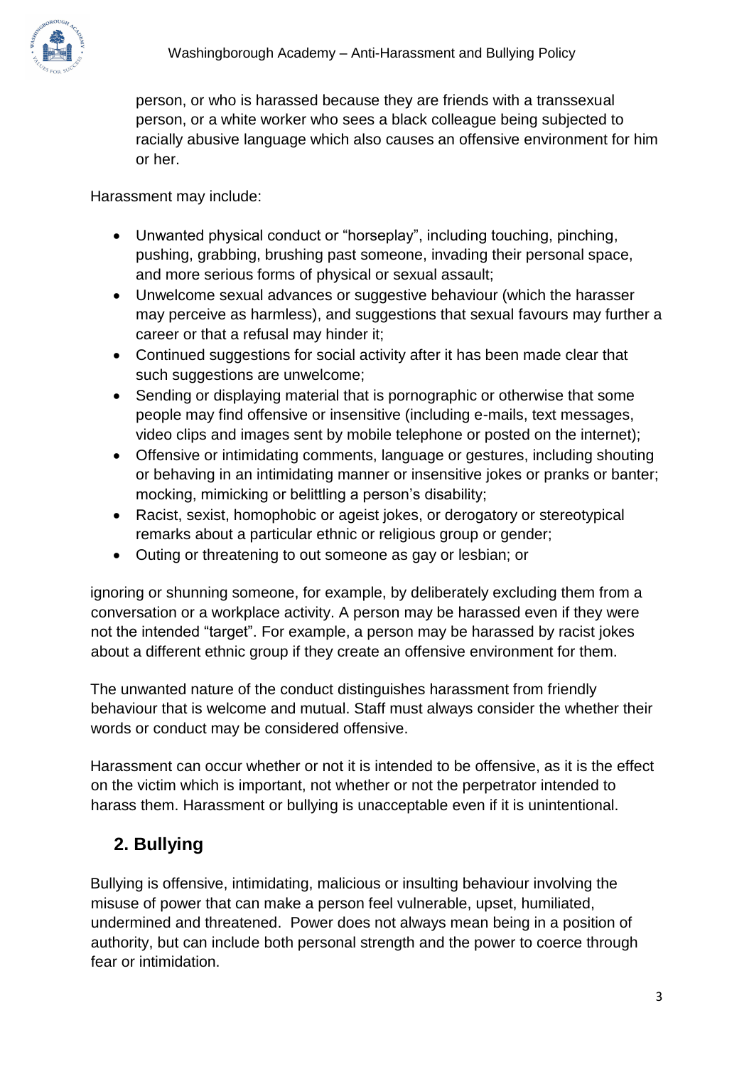person, or who is harassed because they are friends with a transsexual person, or a white worker who sees a black colleague being subjected to racially abusive language which also causes an offensive environment for him or her.

Harassment may include:

- Unwanted physical conduct or "horseplay", including touching, pinching, pushing, grabbing, brushing past someone, invading their personal space, and more serious forms of physical or sexual assault;
- Unwelcome sexual advances or suggestive behaviour (which the harasser may perceive as harmless), and suggestions that sexual favours may further a career or that a refusal may hinder it;
- Continued suggestions for social activity after it has been made clear that such suggestions are unwelcome;
- Sending or displaying material that is pornographic or otherwise that some people may find offensive or insensitive (including e-mails, text messages, video clips and images sent by mobile telephone or posted on the internet);
- Offensive or intimidating comments, language or gestures, including shouting or behaving in an intimidating manner or insensitive jokes or pranks or banter; mocking, mimicking or belittling a person's disability;
- Racist, sexist, homophobic or ageist jokes, or derogatory or stereotypical remarks about a particular ethnic or religious group or gender;
- Outing or threatening to out someone as gay or lesbian; or

ignoring or shunning someone, for example, by deliberately excluding them from a conversation or a workplace activity. A person may be harassed even if they were not the intended "target". For example, a person may be harassed by racist jokes about a different ethnic group if they create an offensive environment for them.

The unwanted nature of the conduct distinguishes harassment from friendly behaviour that is welcome and mutual. Staff must always consider the whether their words or conduct may be considered offensive.

Harassment can occur whether or not it is intended to be offensive, as it is the effect on the victim which is important, not whether or not the perpetrator intended to harass them. Harassment or bullying is unacceptable even if it is unintentional.

## 2. Bullying

Bullying is offensive, intimidating, malicious or insulting behaviour involving the misuse of power that can make a person feel vulnerable, upset, humiliated, undermined and threatened. Power does not always mean being in a position of authority, but can include both personal strength and the power to coerce through fear or intimidation.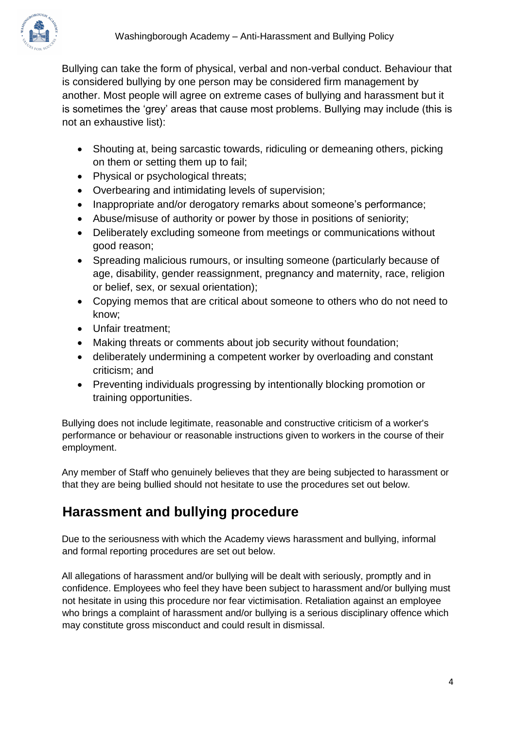Bullying can take the form of physical, verbal and non-verbal conduct. Behaviour that is considered bullying by one person may be considered firm management by another. Most people will agree on extreme cases of bullying and harassment but it is sometimes the 'grey' areas that cause most problems. Bullying may include (this is not an exhaustive list):

- Shouting at, being sarcastic towards, ridiculing or demeaning others, picking on them or setting them up to fail;
- Physical or psychological threats;
- Overbearing and intimidating levels of supervision;
- Inappropriate and/or derogatory remarks about someone's performance;
- Abuse/misuse of authority or power by those in positions of seniority;
- Deliberately excluding someone from meetings or communications without good reason;
- Spreading malicious rumours, or insulting someone (particularly because of age, disability, gender reassignment, pregnancy and maternity, race, religion or belief, sex, or sexual orientation);
- Copying memos that are critical about someone to others who do not need to know;
- Unfair treatment;
- Making threats or comments about job security without foundation;
- deliberately undermining a competent worker by overloading and constant criticism; and
- Preventing individuals progressing by intentionally blocking promotion or training opportunities.

Bullying does not include legitimate, reasonable and constructive criticism of a worker's performance or behaviour or reasonable instructions given to workers in the course of their employment.

Any member of Staff who genuinely believes that they are being subjected to harassment or that they are being bullied should not hesitate to use the procedures set out below.

## Harassment and bullying procedure

Due to the seriousness with which the Academy views harassment and bullying, informal and formal reporting procedures are set out below.

All allegations of harassment and/or bullying will be dealt with seriously, promptly and in confidence. Employees who feel they have been subject to harassment and/or bullying must not hesitate in using this procedure nor fear victimisation. Retaliation against an employee who brings a complaint of harassment and/or bullying is a serious disciplinary offence which may constitute gross misconduct and could result in dismissal.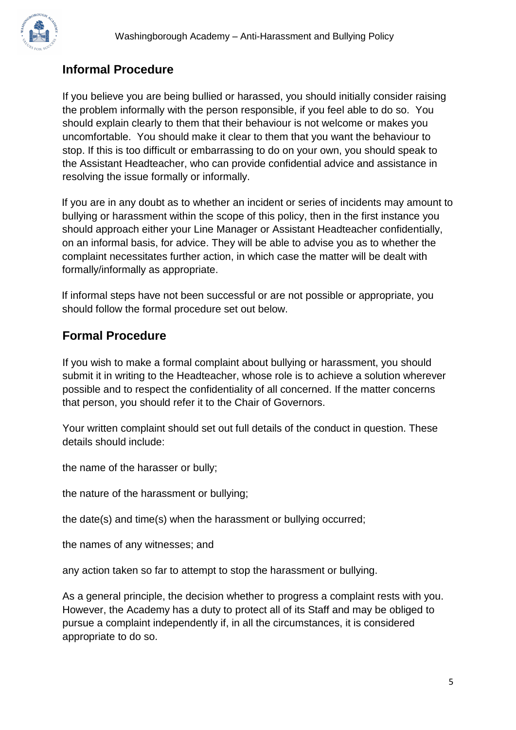## Informal Procedure

If you believe you are being bullied or harassed, you should initially consider raising the problem informally with the person responsible, if you feel able to do so. You should explain clearly to them that their behaviour is not welcome or makes you uncomfortable. You should make it clear to them that you want the behaviour to stop. If this is too difficult or embarrassing to do on your own, you should speak to the Assistant Headteacher, who can provide confidential advice and assistance in resolving the issue formally or informally.

If you are in any doubt as to whether an incident or series of incidents may amount to bullying or harassment within the scope of this policy, then in the first instance you should approach either your Line Manager or Assistant Headteacher confidentially, on an informal basis, for advice. They will be able to advise you as to whether the complaint necessitates further action, in which case the matter will be dealt with formally/informally as appropriate.

If informal steps have not been successful or are not possible or appropriate, you should follow the formal procedure set out below.

## Formal Procedure

If you wish to make a formal complaint about bullying or harassment, you should submit it in writing to the Headteacher, whose role is to achieve a solution wherever possible and to respect the confidentiality of all concerned. If the matter concerns that person, you should refer it to the Chair of Governors.

Your written complaint should set out full details of the conduct in question. These details should include:

the name of the harasser or bully;

the nature of the harassment or bullying;

the date(s) and time(s) when the harassment or bullying occurred;

the names of any witnesses; and

any action taken so far to attempt to stop the harassment or bullying.

As a general principle, the decision whether to progress a complaint rests with you. However, the Academy has a duty to protect all of its Staff and may be obliged to pursue a complaint independently if, in all the circumstances, it is considered appropriate to do so.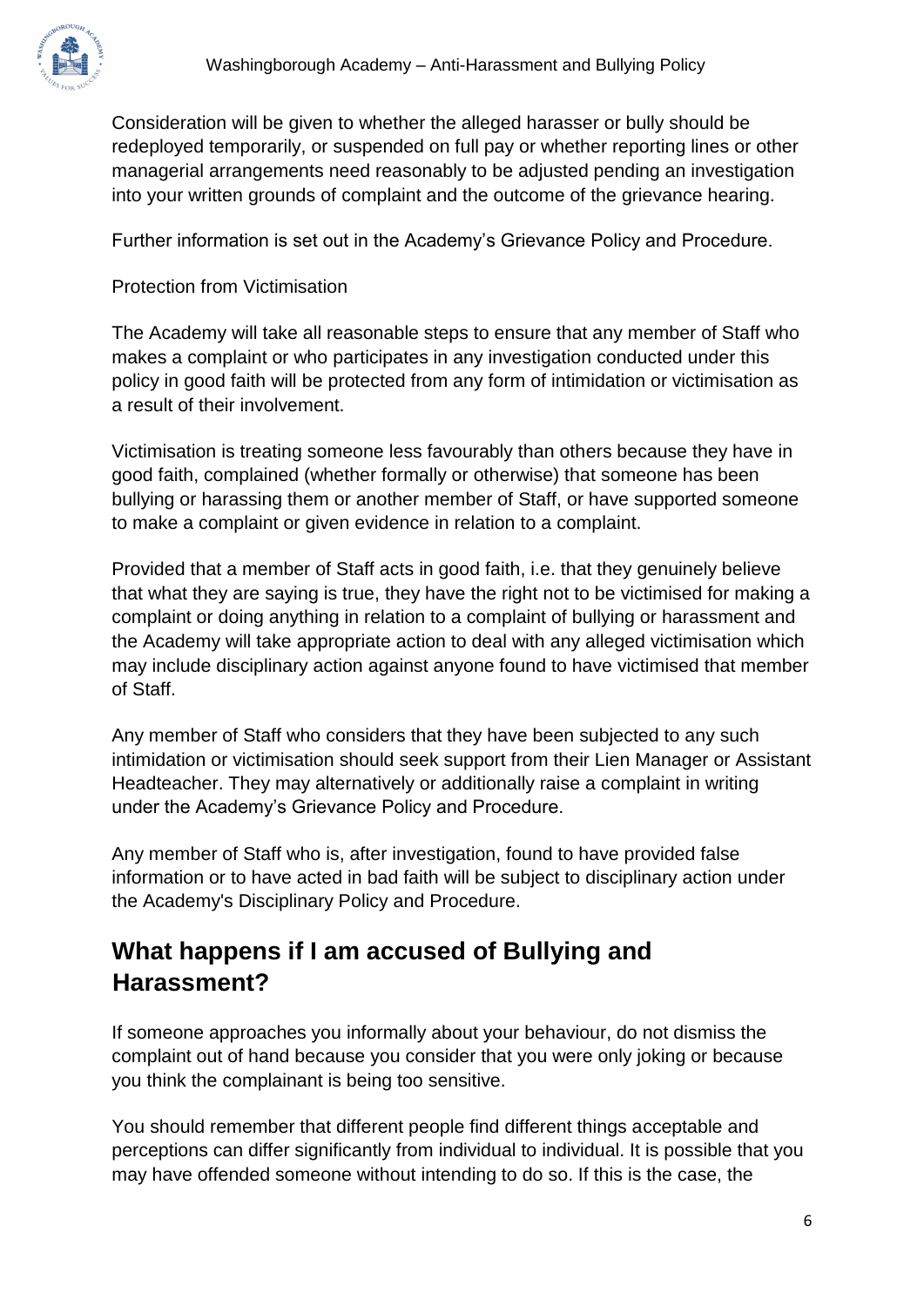Consideration will be given to whether the alleged harasser or bully should be redeployed temporarily, or suspended on full pay or whether reporting lines or other managerial arrangements need reasonably to be adjusted pending an investigation into your written grounds of complaint and the outcome of the grievance hearing.

Further information is set out in the Academy's Grievance Policy and Procedure.

Protection from Victimisation

The Academy will take all reasonable steps to ensure that any member of Staff who makes a complaint or who participates in any investigation conducted under this policy in good faith will be protected from any form of intimidation or victimisation as a result of their involvement.

Victimisation is treating someone less favourably than others because they have in good faith, complained (whether formally or otherwise) that someone has been bullying or harassing them or another member of Staff, or have supported someone to make a complaint or given evidence in relation to a complaint.

Provided that a member of Staff acts in good faith, i.e. that they genuinely believe that what they are saying is true, they have the right not to be victimised for making a complaint or doing anything in relation to a complaint of bullying or harassment and the Academy will take appropriate action to deal with any alleged victimisation which may include disciplinary action against anyone found to have victimised that member of Staff.

Any member of Staff who considers that they have been subjected to any such intimidation or victimisation should seek support from their Lien Manager or Assistant Headteacher. They may alternatively or additionally raise a complaint in writing under the Academy's Grievance Policy and Procedure.

Any member of Staff who is, after investigation, found to have provided false information or to have acted in bad faith will be subject to disciplinary action under the Academy's Disciplinary Policy and Procedure.

## What happens if I am accused of Bullying and Harassment?

If someone approaches you informally about your behaviour, do not dismiss the complaint out of hand because you consider that you were only joking or because you think the complainant is being too sensitive.

You should remember that different people find different things acceptable and perceptions can differ significantly from individual to individual. It is possible that you may have offended someone without intending to do so. If this is the case, the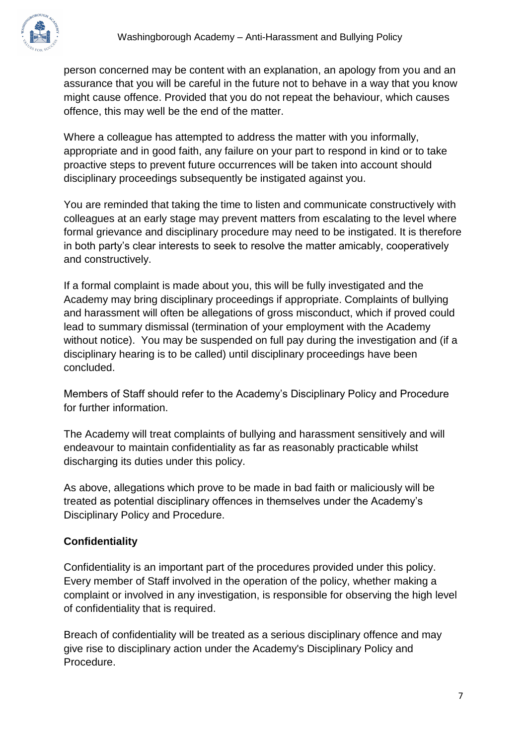person concerned may be content with an explanation, an apology from you and an assurance that you will be careful in the future not to behave in a way that you know might cause offence. Provided that you do not repeat the behaviour, which causes offence, this may well be the end of the matter.

Where a colleague has attempted to address the matter with you informally, appropriate and in good faith, any failure on your part to respond in kind or to take proactive steps to prevent future occurrences will be taken into account should disciplinary proceedings subsequently be instigated against you.

You are reminded that taking the time to listen and communicate constructively with colleagues at an early stage may prevent matters from escalating to the level where formal grievance and disciplinary procedure may need to be instigated. It is therefore in both party's clear interests to seek to resolve the matter amicably, cooperatively and constructively.

If a formal complaint is made about you, this will be fully investigated and the Academy may bring disciplinary proceedings if appropriate. Complaints of bullying and harassment will often be allegations of gross misconduct, which if proved could lead to summary dismissal (termination of your employment with the Academy without notice). You may be suspended on full pay during the investigation and (if a disciplinary hearing is to be called) until disciplinary proceedings have been concluded.

Members of Staff should refer to the Academy's Disciplinary Policy and Procedure for further information.

The Academy will treat complaints of bullying and harassment sensitively and will endeavour to maintain confidentiality as far as reasonably practicable whilst discharging its duties under this policy.

As above, allegations which prove to be made in bad faith or maliciously will be treated as potential disciplinary offences in themselves under the Academy's Disciplinary Policy and Procedure.

**Confidentiality**

Confidentiality is an important part of the procedures provided under this policy. Every member of Staff involved in the operation of the policy, whether making a complaint or involved in any investigation, is responsible for observing the high level of confidentiality that is required.

Breach of confidentiality will be treated as a serious disciplinary offence and may give rise to disciplinary action under the Academy's Disciplinary Policy and Procedure.